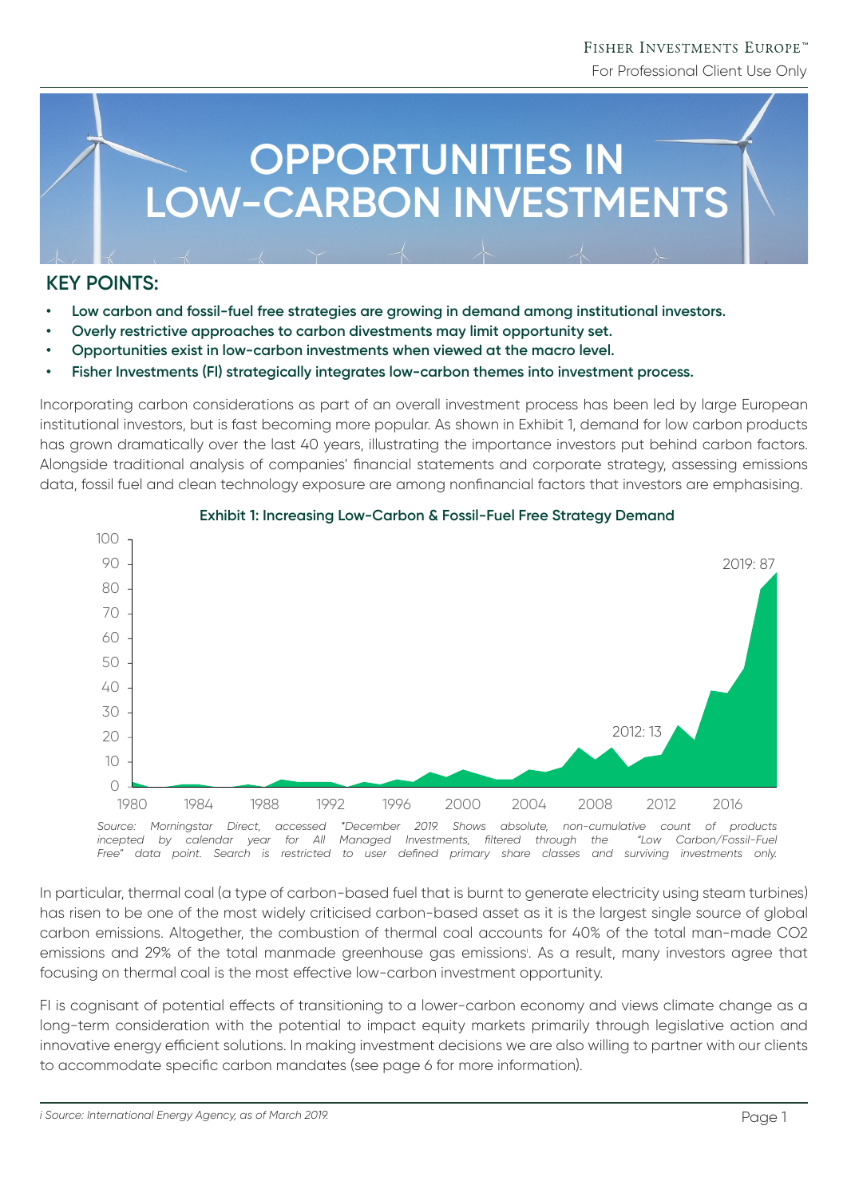# OPPORTUNITIES IN LOW-CARBON INVESTMENTS

## KEY POINTS:

- **Low carbon and fossil-fuel free strategies are growing in demand among institutional investors.**
- **Overly restrictive approaches to carbon divestments may limit opportunity set.**
- **Opportunities exist in low-carbon investments when viewed at the macro level.**
- **Fisher Investments (FI) strategically integrates low-carbon themes into investment process.**

Incorporating carbon considerations as part of an overall investment process has been led by large European institutional investors, but is fast becoming more popular. As shown in Exhibit 1, demand for low carbon products has grown dramatically over the last 40 years, illustrating the importance investors put behind carbon factors. Alongside traditional analysis of companies' financial statements and corporate strategy, assessing emissions data, fossil fuel and clean technology exposure are among nonfinancial factors that investors are emphasising.

**Exhibit 1: Increasing Low-Carbon & Fossil-Fuel Free Strategy Demand**

2019: 87

2012: 13

*Source: Morningstar Direct, accessed \*December 2019. Shows absolute, non-cumulative count of products incepted by calendar year for All Managed Investments, filtered through the "Low Carbon/Fossil-Fuel Free" data point. Search is restricted to user defined primary share classes and surviving investments only.*

In particular, thermal coal (a type of carbon-based fuel that is burnt to generate electricity using steam turbines) has risen to be one of the most widely criticised carbon-based asset as it is the largest single source of global carbon emissions. Altogether, the combustion of thermal coal accounts for 40% of the total man-made $CO_2$ emissions and 29% of the total manmade greenhouse gas emissions[i]. As a result, many investors agree that focusing on thermal coal is the most effective low-carbon investment opportunity.

FI is cognisant of potential effects of transitioning to a lower-carbon economy and views climate change as a long-term consideration with the potential to impact equity markets primarily through legislative action and innovative energy efficient solutions. In making investment decisions we are also willing to partner with our clients to accommodate specific carbon mandates (see page 6 for more information).

*i Source: International Energy Agency, as of March 2019.*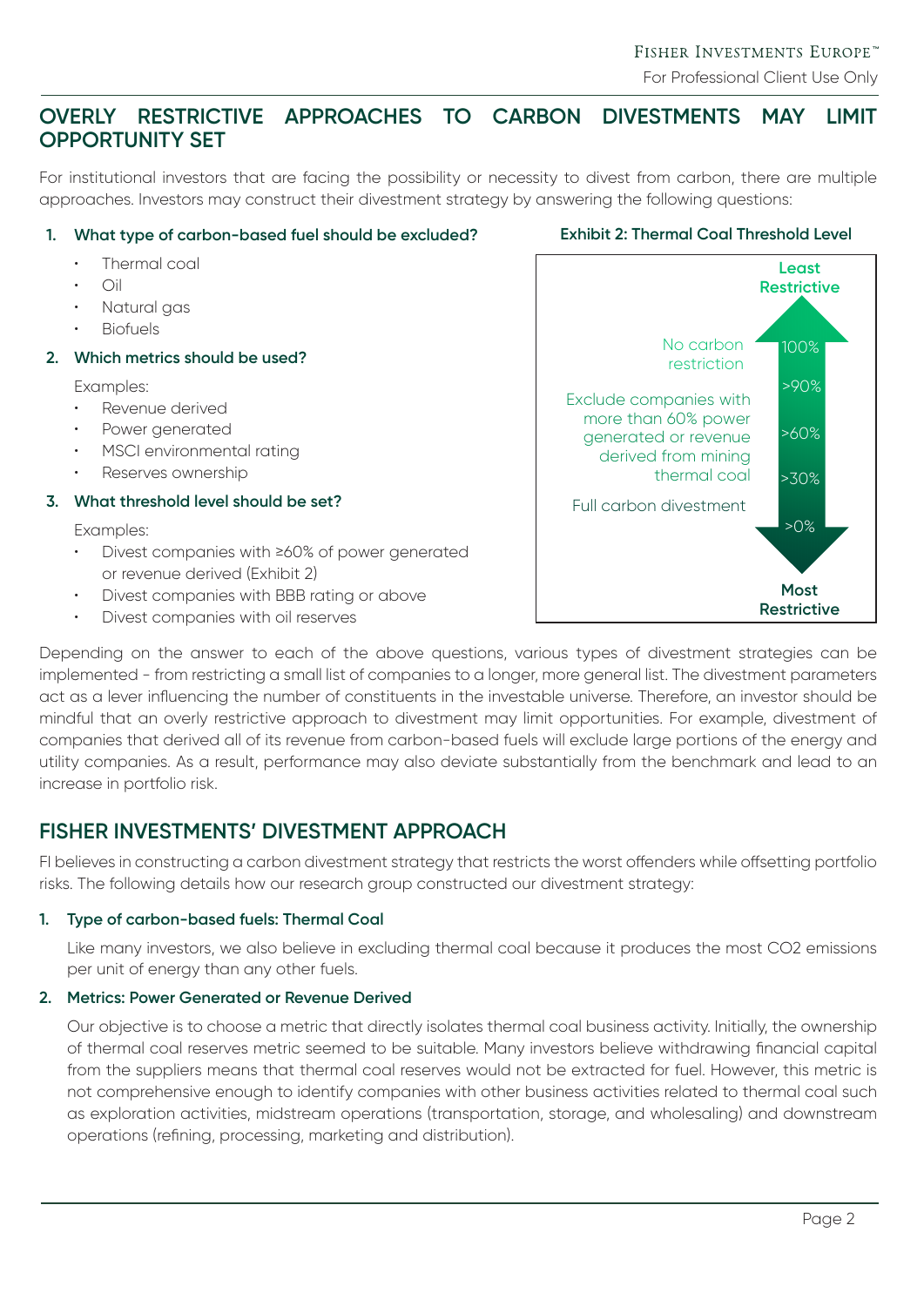## OVERLY RESTRICTIVE APPROACHES TO CARBON DIVESTMENTS MAY LIMIT OPPORTUNITY SET

For institutional investors that are facing the possibility or necessity to divest from carbon, there are multiple approaches. Investors may construct their divestment strategy by answering the following questions:

1. **What type of carbon-based fuel should be excluded?**
   - Thermal coal
   - Oil
   - Natural gas
   - Biofuels
2. **Which metrics should be used?**

   Examples:
   - Revenue derived
   - Power generated
   - MSCI environmental rating
   - Reserves ownership
3. **What threshold level should be set?**

   Examples:
   - Divest companies with ≥60% of power generated or revenue derived (Exhibit 2)
   - Divest companies with BBB rating or above
   - Divest companies with oil reserves

**Exhibit 2: Thermal Coal Threshold Level**

| Threshold | Description |
|---|---|
| **Least Restrictive** | |
| 100% | No carbon restriction |
| >90% | |
| >60% | Exclude companies with more than 60% power generated or revenue derived from mining thermal coal |
| >30% | |
| >0% | Full carbon divestment |
| **Most Restrictive** | |

Depending on the answer to each of the above questions, various types of divestment strategies can be implemented - from restricting a small list of companies to a longer, more general list. The divestment parameters act as a lever influencing the number of constituents in the investable universe. Therefore, an investor should be mindful that an overly restrictive approach to divestment may limit opportunities. For example, divestment of companies that derived all of its revenue from carbon-based fuels will exclude large portions of the energy and utility companies. As a result, performance may also deviate substantially from the benchmark and lead to an increase in portfolio risk.

## FISHER INVESTMENTS' DIVESTMENT APPROACH

FI believes in constructing a carbon divestment strategy that restricts the worst offenders while offsetting portfolio risks. The following details how our research group constructed our divestment strategy:

1. **Type of carbon-based fuels: Thermal Coal**

   Like many investors, we also believe in excluding thermal coal because it produces the most CO2 emissions per unit of energy than any other fuels.

2. **Metrics: Power Generated or Revenue Derived**

   Our objective is to choose a metric that directly isolates thermal coal business activity. Initially, the ownership of thermal coal reserves metric seemed to be suitable. Many investors believe withdrawing financial capital from the suppliers means that thermal coal reserves would not be extracted for fuel. However, this metric is not comprehensive enough to identify companies with other business activities related to thermal coal such as exploration activities, midstream operations (transportation, storage, and wholesaling) and downstream operations (refining, processing, marketing and distribution).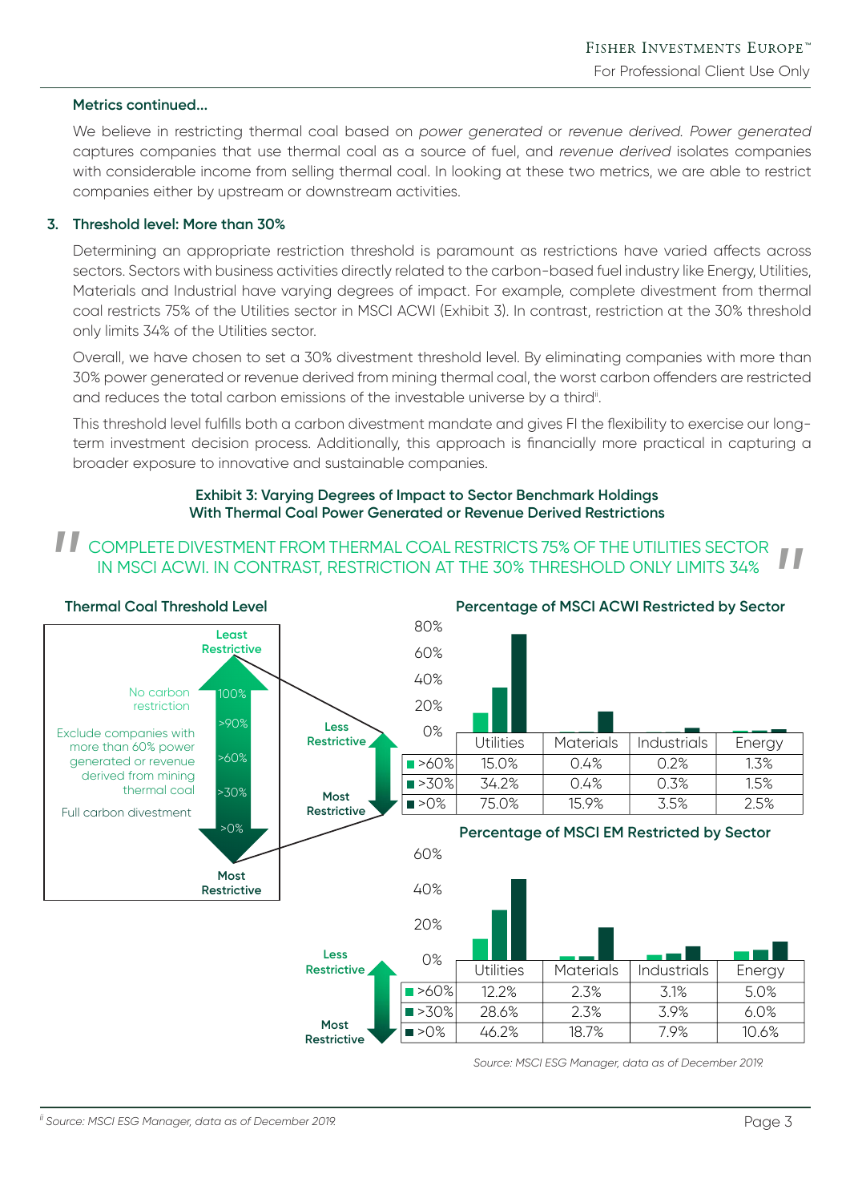**Metrics continued...**

We believe in restricting thermal coal based on *power generated* or *revenue derived*. *Power generated* captures companies that use thermal coal as a source of fuel, and *revenue derived* isolates companies with considerable income from selling thermal coal. In looking at these two metrics, we are able to restrict companies either by upstream or downstream activities.

### 3. Threshold level: More than 30%

Determining an appropriate restriction threshold is paramount as restrictions have varied affects across sectors. Sectors with business activities directly related to the carbon-based fuel industry like Energy, Utilities, Materials and Industrial have varying degrees of impact. For example, complete divestment from thermal coal restricts 75% of the Utilities sector in MSCI ACWI (Exhibit 3). In contrast, restriction at the 30% threshold only limits 34% of the Utilities sector.

Overall, we have chosen to set a 30% divestment threshold level. By eliminating companies with more than 30% power generated or revenue derived from mining thermal coal, the worst carbon offenders are restricted and reduces the total carbon emissions of the investable universe by a third[ii].

This threshold level fulfills both a carbon divestment mandate and gives FI the flexibility to exercise our long-term investment decision process. Additionally, this approach is financially more practical in capturing a broader exposure to innovative and sustainable companies.

**Exhibit 3: Varying Degrees of Impact to Sector Benchmark Holdings With Thermal Coal Power Generated or Revenue Derived Restrictions**

> "COMPLETE DIVESTMENT FROM THERMAL COAL RESTRICTS 75% OF THE UTILITIES SECTOR IN MSCI ACWI. IN CONTRAST, RESTRICTION AT THE 30% THRESHOLD ONLY LIMITS 34%"

**Thermal Coal Threshold Level**

- Least Restrictive
- 100% — No carbon restriction
- >90%
- >60% — Exclude companies with more than 60% power generated or revenue derived from mining thermal coal
- >30%
- >0% — Full carbon divestment
- Most Restrictive

**Percentage of MSCI ACWI Restricted by Sector**

| Threshold | Utilities | Materials | Industrials | Energy |
|---|---|---|---|---|
| >60% | 15.0% | 0.4% | 0.2% | 1.3% |
| >30% | 34.2% | 0.4% | 0.3% | 1.5% |
| >0% | 75.0% | 15.9% | 3.5% | 2.5% |

**Percentage of MSCI EM Restricted by Sector**

| Threshold | Utilities | Materials | Industrials | Energy |
|---|---|---|---|---|
| >60% | 12.2% | 2.3% | 3.1% | 5.0% |
| >30% | 28.6% | 2.3% | 3.9% | 6.0% |
| >0% | 46.2% | 18.7% | 7.9% | 10.6% |

*Source: MSCI ESG Manager, data as of December 2019.*

---

[ii] *Source: MSCI ESG Manager, data as of December 2019.*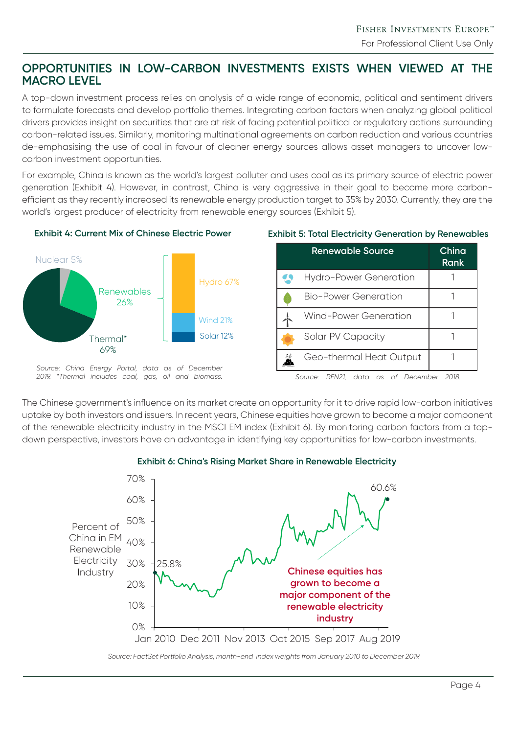## OPPORTUNITIES IN LOW-CARBON INVESTMENTS EXISTS WHEN VIEWED AT THE MACRO LEVEL

A top-down investment process relies on analysis of a wide range of economic, political and sentiment drivers to formulate forecasts and develop portfolio themes. Integrating carbon factors when analyzing global political drivers provides insight on securities that are at risk of facing potential political or regulatory actions surrounding carbon-related issues. Similarly, monitoring multinational agreements on carbon reduction and various countries de-emphasising the use of coal in favour of cleaner energy sources allows asset managers to uncover low-carbon investment opportunities.

For example, China is known as the world's largest polluter and uses coal as its primary source of electric power generation (Exhibit 4). However, in contrast, China is very aggressive in their goal to become more carbon-efficient as they recently increased its renewable energy production target to 35% by 2030. Currently, they are the world's largest producer of electricity from renewable energy sources (Exhibit 5).

**Exhibit 4: Current Mix of Chinese Electric Power**

Nuclear 5%
Renewables 26%
Thermal* 69%

Hydro 67%
Wind 21%
Solar 12%

*Source: China Energy Portal, data as of December 2019. *Thermal includes coal, gas, oil and biomass.*

**Exhibit 5: Total Electricity Generation by Renewables**

| Renewable Source | China Rank |
|---|---|
| Hydro-Power Generation | 1 |
| Bio-Power Generation | 1 |
| Wind-Power Generation | 1 |
| Solar PV Capacity | 1 |
| Geo-thermal Heat Output | 1 |

*Source: REN21, data as of December 2018.*

The Chinese government's influence on its market create an opportunity for it to drive rapid low-carbon initiatives uptake by both investors and issuers. In recent years, Chinese equities have grown to become a major component of the renewable electricity industry in the MSCI EM index (Exhibit 6). By monitoring carbon factors from a top-down perspective, investors have an advantage in identifying key opportunities for low-carbon investments.

**Exhibit 6: China's Rising Market Share in Renewable Electricity**

Percent of China in EM Renewable Electricity Industry

25.8% (Jan 2010) — 60.6% (Dec 2019)

Chinese equities has grown to become a major component of the renewable electricity industry

*Source: FactSet Portfolio Analysis, month-end index weights from January 2010 to December 2019.*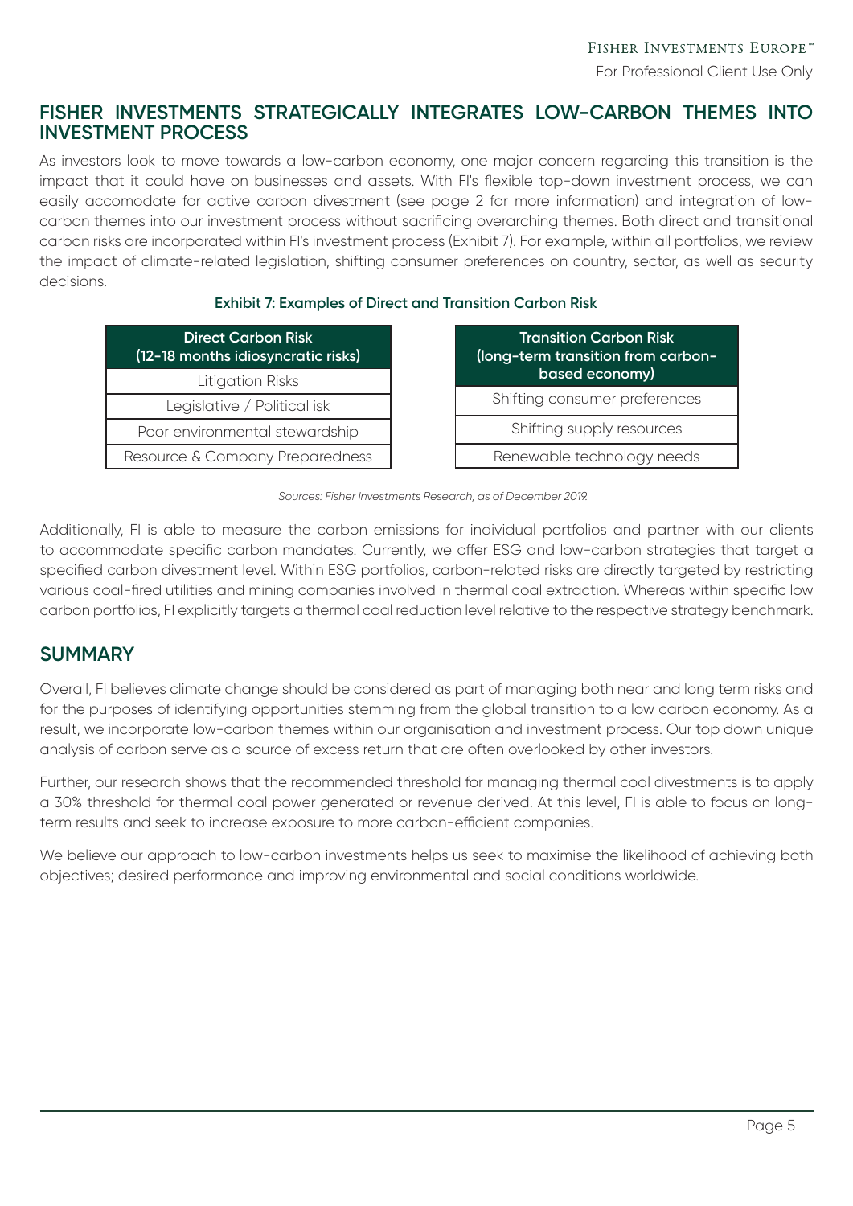## FISHER INVESTMENTS STRATEGICALLY INTEGRATES LOW-CARBON THEMES INTO INVESTMENT PROCESS

As investors look to move towards a low-carbon economy, one major concern regarding this transition is the impact that it could have on businesses and assets. With FI's flexible top-down investment process, we can easily accomodate for active carbon divestment (see page 2 for more information) and integration of low-carbon themes into our investment process without sacrificing overarching themes. Both direct and transitional carbon risks are incorporated within FI's investment process (Exhibit 7). For example, within all portfolios, we review the impact of climate-related legislation, shifting consumer preferences on country, sector, as well as security decisions.

**Exhibit 7: Examples of Direct and Transition Carbon Risk**

| Direct Carbon Risk (12-18 months idiosyncratic risks) |
| --- |
| Litigation Risks |
| Legislative / Political isk |
| Poor environmental stewardship |
| Resource & Company Preparedness |

| Transition Carbon Risk (long-term transition from carbon-based economy) |
| --- |
| Shifting consumer preferences |
| Shifting supply resources |
| Renewable technology needs |

*Sources: Fisher Investments Research, as of December 2019.*

Additionally, FI is able to measure the carbon emissions for individual portfolios and partner with our clients to accommodate specific carbon mandates. Currently, we offer ESG and low-carbon strategies that target a specified carbon divestment level. Within ESG portfolios, carbon-related risks are directly targeted by restricting various coal-fired utilities and mining companies involved in thermal coal extraction. Whereas within specific low carbon portfolios, FI explicitly targets a thermal coal reduction level relative to the respective strategy benchmark.

## SUMMARY

Overall, FI believes climate change should be considered as part of managing both near and long term risks and for the purposes of identifying opportunities stemming from the global transition to a low carbon economy. As a result, we incorporate low-carbon themes within our organisation and investment process. Our top down unique analysis of carbon serve as a source of excess return that are often overlooked by other investors.

Further, our research shows that the recommended threshold for managing thermal coal divestments is to apply a 30% threshold for thermal coal power generated or revenue derived. At this level, FI is able to focus on long-term results and seek to increase exposure to more carbon-efficient companies.

We believe our approach to low-carbon investments helps us seek to maximise the likelihood of achieving both objectives; desired performance and improving environmental and social conditions worldwide.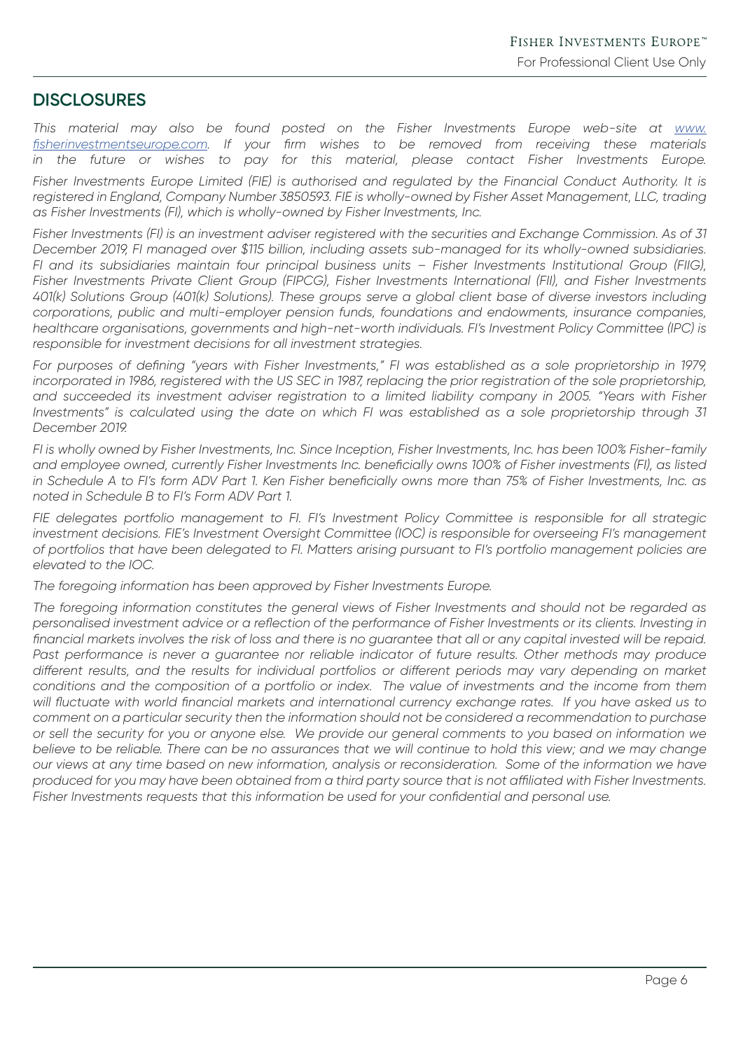## DISCLOSURES

*This material may also be found posted on the Fisher Investments Europe web-site at [www.fisherinvestmentseurope.com](http://www.fisherinvestmentseurope.com). If your firm wishes to be removed from receiving these materials in the future or wishes to pay for this material, please contact Fisher Investments Europe.*

*Fisher Investments Europe Limited (FIE) is authorised and regulated by the Financial Conduct Authority. It is registered in England, Company Number 3850593. FIE is wholly-owned by Fisher Asset Management, LLC, trading as Fisher Investments (FI), which is wholly-owned by Fisher Investments, Inc.*

*Fisher Investments (FI) is an investment adviser registered with the securities and Exchange Commission. As of 31 December 2019, FI managed over $115 billion, including assets sub-managed for its wholly-owned subsidiaries. FI and its subsidiaries maintain four principal business units – Fisher Investments Institutional Group (FIIG), Fisher Investments Private Client Group (FIPCG), Fisher Investments International (FII), and Fisher Investments 401(k) Solutions Group (401(k) Solutions). These groups serve a global client base of diverse investors including corporations, public and multi-employer pension funds, foundations and endowments, insurance companies, healthcare organisations, governments and high-net-worth individuals. FI's Investment Policy Committee (IPC) is responsible for investment decisions for all investment strategies.*

*For purposes of defining "years with Fisher Investments," FI was established as a sole proprietorship in 1979, incorporated in 1986, registered with the US SEC in 1987, replacing the prior registration of the sole proprietorship, and succeeded its investment adviser registration to a limited liability company in 2005. "Years with Fisher Investments" is calculated using the date on which FI was established as a sole proprietorship through 31 December 2019.*

*FI is wholly owned by Fisher Investments, Inc. Since Inception, Fisher Investments, Inc. has been 100% Fisher-family and employee owned, currently Fisher Investments Inc. beneficially owns 100% of Fisher investments (FI), as listed in Schedule A to FI's form ADV Part 1. Ken Fisher beneficially owns more than 75% of Fisher Investments, Inc. as noted in Schedule B to FI's Form ADV Part 1.*

*FIE delegates portfolio management to FI. FI's Investment Policy Committee is responsible for all strategic investment decisions. FIE's Investment Oversight Committee (IOC) is responsible for overseeing FI's management of portfolios that have been delegated to FI. Matters arising pursuant to FI's portfolio management policies are elevated to the IOC.*

*The foregoing information has been approved by Fisher Investments Europe.*

*The foregoing information constitutes the general views of Fisher Investments and should not be regarded as personalised investment advice or a reflection of the performance of Fisher Investments or its clients. Investing in financial markets involves the risk of loss and there is no guarantee that all or any capital invested will be repaid. Past performance is never a guarantee nor reliable indicator of future results. Other methods may produce different results, and the results for individual portfolios or different periods may vary depending on market conditions and the composition of a portfolio or index. The value of investments and the income from them will fluctuate with world financial markets and international currency exchange rates. If you have asked us to comment on a particular security then the information should not be considered a recommendation to purchase or sell the security for you or anyone else. We provide our general comments to you based on information we believe to be reliable. There can be no assurances that we will continue to hold this view; and we may change our views at any time based on new information, analysis or reconsideration. Some of the information we have produced for you may have been obtained from a third party source that is not affiliated with Fisher Investments. Fisher Investments requests that this information be used for your confidential and personal use.*